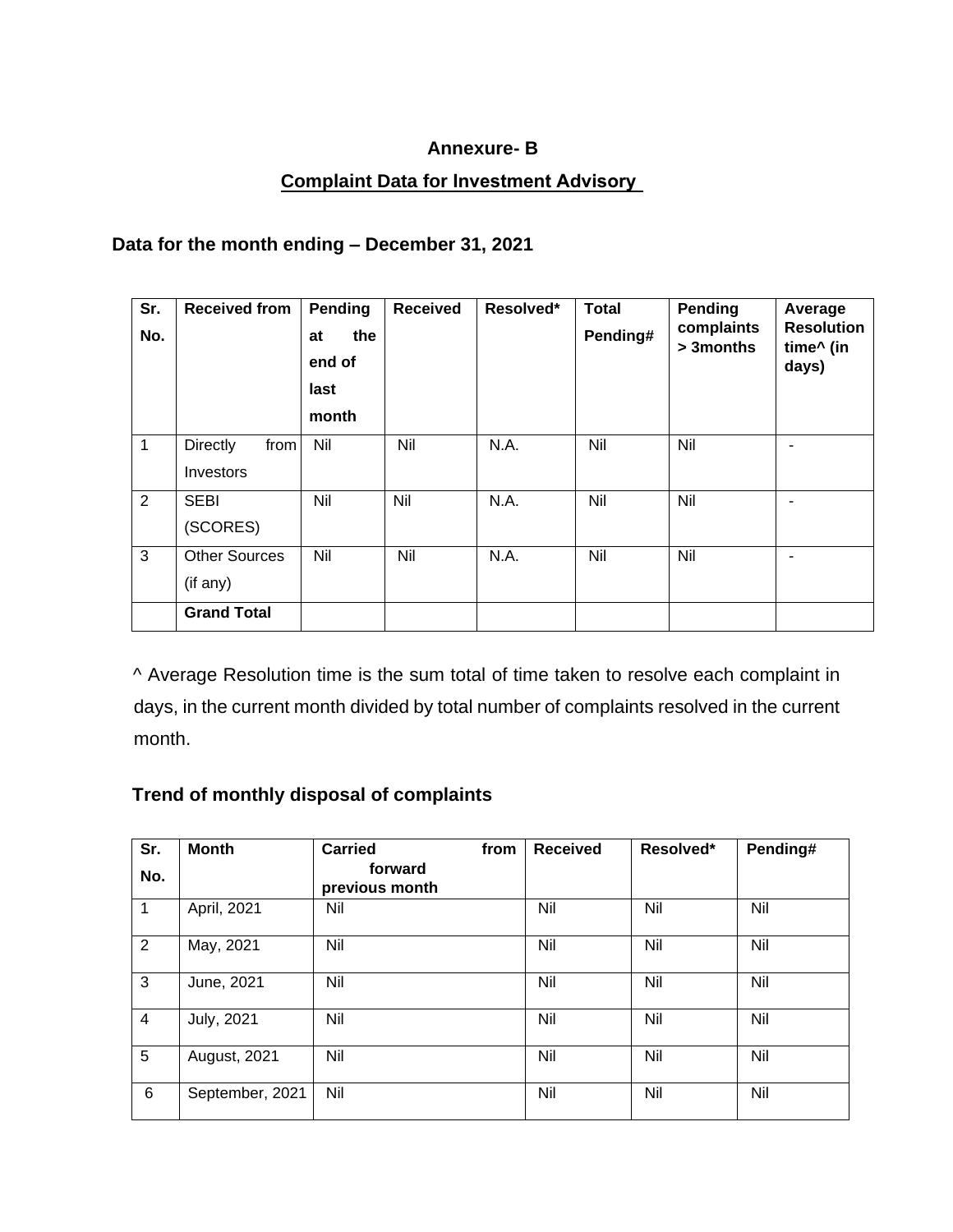# Annexure- B

## Complaint Data for Investment Advisory

### Data for the month ending – December 31, 2021

| Sr. No. | Received from | Pending at the end of last month | Received | Resolved* | Total Pending# | Pending complaints > 3months | Average Resolution time^ (in days) |
|---|---|---|---|---|---|---|---|
| 1 | Directly from Investors | Nil | Nil | N.A. | Nil | Nil | - |
| 2 | SEBI (SCORES) | Nil | Nil | N.A. | Nil | Nil | - |
| 3 | Other Sources (if any) | Nil | Nil | N.A. | Nil | Nil | - |
| | **Grand Total** | | | | | | |

^ Average Resolution time is the sum total of time taken to resolve each complaint in days, in the current month divided by total number of complaints resolved in the current month.

### Trend of monthly disposal of complaints

| Sr. No. | Month | Carried forward from previous month | Received | Resolved* | Pending# |
|---|---|---|---|---|---|
| 1 | April, 2021 | Nil | Nil | Nil | Nil |
| 2 | May, 2021 | Nil | Nil | Nil | Nil |
| 3 | June, 2021 | Nil | Nil | Nil | Nil |
| 4 | July, 2021 | Nil | Nil | Nil | Nil |
| 5 | August, 2021 | Nil | Nil | Nil | Nil |
| 6 | September, 2021 | Nil | Nil | Nil | Nil |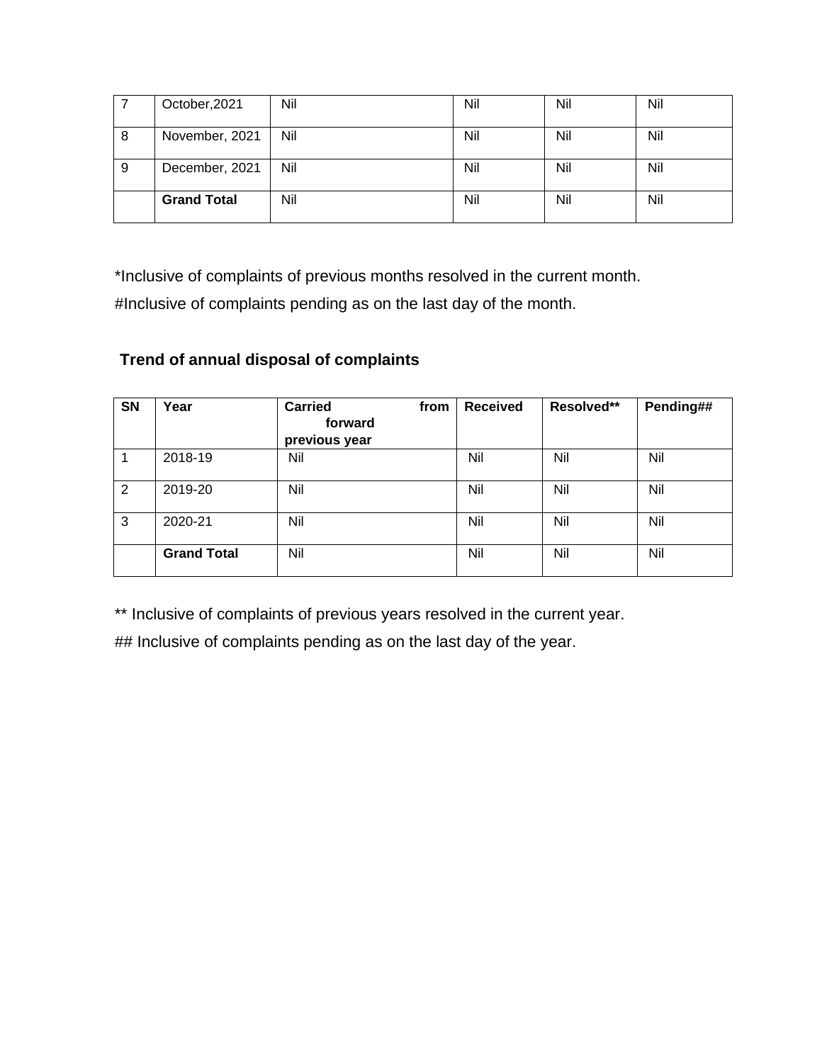| | | | | | |
|---|---|---|---|---|---|
| 7 | October,2021 | Nil | Nil | Nil | Nil |
| 8 | November, 2021 | Nil | Nil | Nil | Nil |
| 9 | December, 2021 | Nil | Nil | Nil | Nil |
| | **Grand Total** | Nil | Nil | Nil | Nil |

*Inclusive of complaints of previous months resolved in the current month.

#Inclusive of complaints pending as on the last day of the month.

### Trend of annual disposal of complaints

| SN | Year | Carried forward from previous year | Received | Resolved** | Pending## |
|---|---|---|---|---|---|
| 1 | 2018-19 | Nil | Nil | Nil | Nil |
| 2 | 2019-20 | Nil | Nil | Nil | Nil |
| 3 | 2020-21 | Nil | Nil | Nil | Nil |
| | **Grand Total** | Nil | Nil | Nil | Nil |

** Inclusive of complaints of previous years resolved in the current year.

## Inclusive of complaints pending as on the last day of the year.